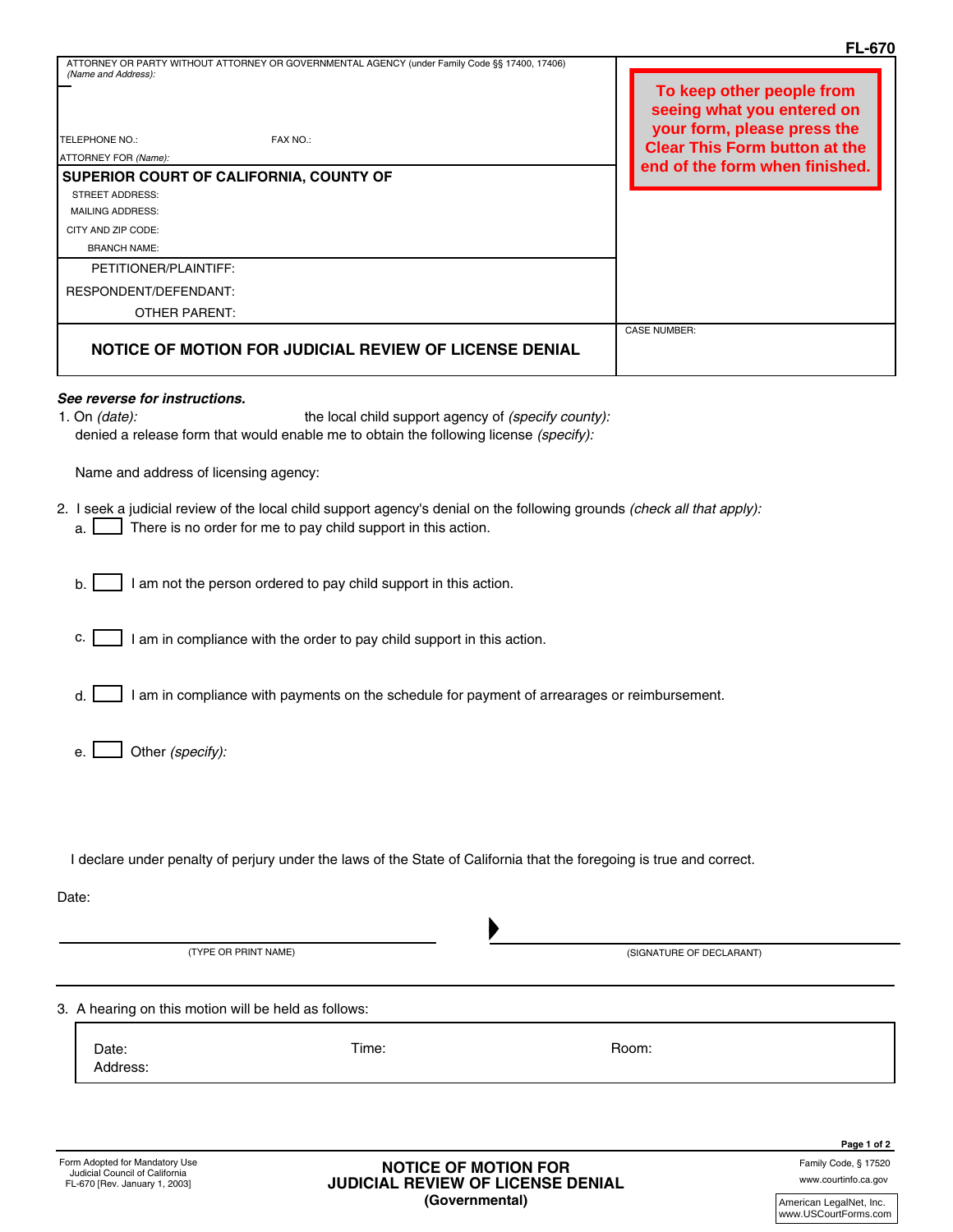FL-670

ATTORNEY OR PARTY WITHOUT ATTORNEY OR GOVERNMENTAL AGENCY (under Family Code §§ 17400, 17406) *(Name and Address):*

TELEPHONE NO.: FAX NO.:

ATTORNEY FOR *(Name):*

**To keep other people from seeing what you entered on your form, please press the Clear This Form button at the end of the form when finished.**

**SUPERIOR COURT OF CALIFORNIA, COUNTY OF**

STREET ADDRESS:

MAILING ADDRESS:

CITY AND ZIP CODE:

BRANCH NAME:

PETITIONER/PLAINTIFF:

RESPONDENT/DEFENDANT:

OTHER PARENT:

**NOTICE OF MOTION FOR JUDICIAL REVIEW OF LICENSE DENIAL**

CASE NUMBER:

***See reverse for instructions.***

1. On *(date):* the local child support agency of *(specify county):* denied a release form that would enable me to obtain the following license *(specify):*

   Name and address of licensing agency:

2. I seek a judicial review of the local child support agency's denial on the following grounds *(check all that apply):*
   - a. ☐ There is no order for me to pay child support in this action.
   - b. ☐ I am not the person ordered to pay child support in this action.
   - c. ☐ I am in compliance with the order to pay child support in this action.
   - d. ☐ I am in compliance with payments on the schedule for payment of arrearages or reimbursement.
   - e. ☐ Other *(specify):*

I declare under penalty of perjury under the laws of the State of California that the foregoing is true and correct.

Date:

(TYPE OR PRINT NAME) ▶ (SIGNATURE OF DECLARANT)

3. A hearing on this motion will be held as follows:

   Date: Time: Room:
   Address:

Form Adopted for Mandatory Use
Judicial Council of California
FL-670 [Rev. January 1, 2003]

**NOTICE OF MOTION FOR JUDICIAL REVIEW OF LICENSE DENIAL (Governmental)**

Family Code, § 17520
www.courtinfo.ca.gov

American LegalNet, Inc.
www.USCourtForms.com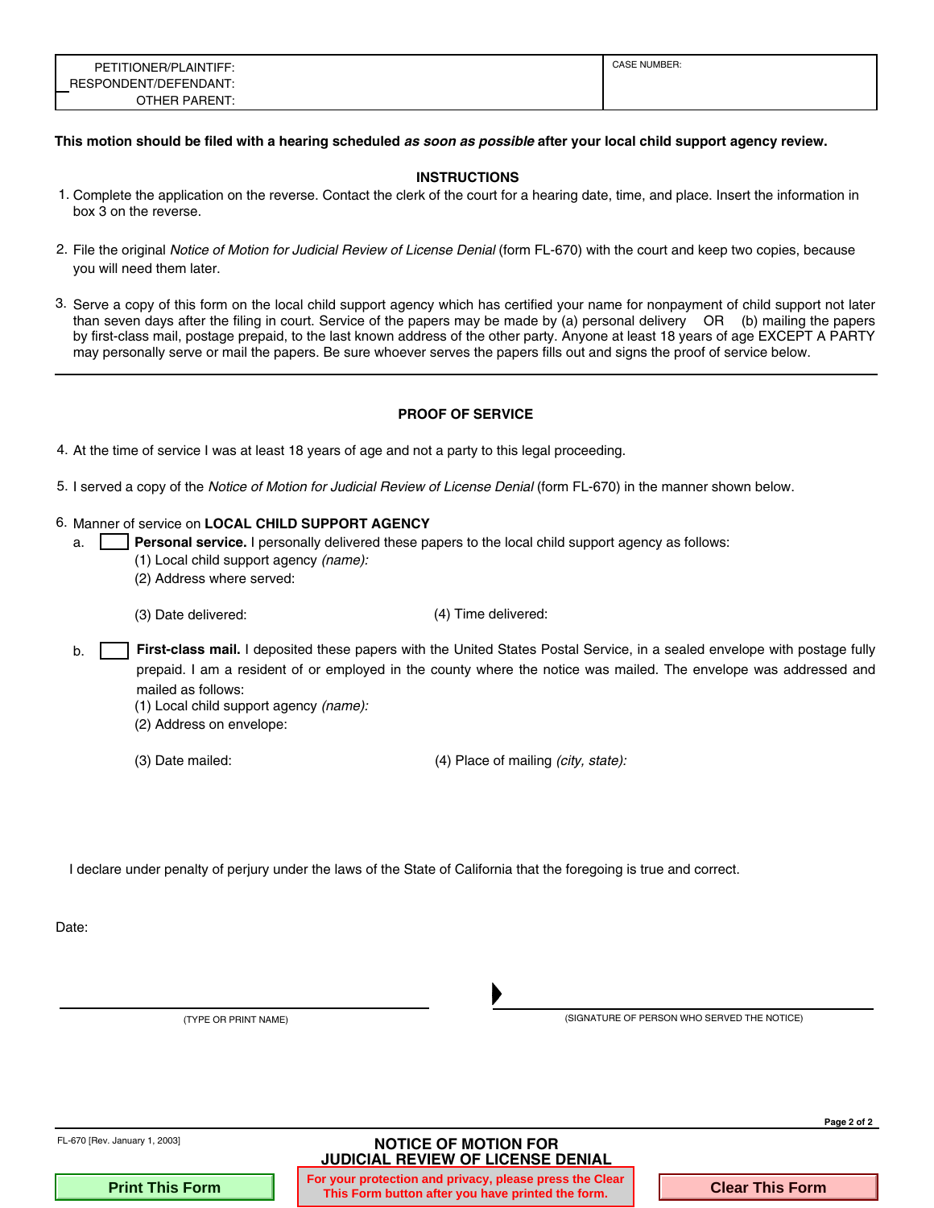| PETITIONER/PLAINTIFF: | CASE NUMBER: |
| --- | --- |
| RESPONDENT/DEFENDANT: | |
| OTHER PARENT: | |

**This motion should be filed with a hearing scheduled *as soon as possible* after your local child support agency review.**

### INSTRUCTIONS

1. Complete the application on the reverse. Contact the clerk of the court for a hearing date, time, and place. Insert the information in box 3 on the reverse.

2. File the original *Notice of Motion for Judicial Review of License Denial* (form FL-670) with the court and keep two copies, because you will need them later.

3. Serve a copy of this form on the local child support agency which has certified your name for nonpayment of child support not later than seven days after the filing in court. Service of the papers may be made by (a) personal delivery OR (b) mailing the papers by first-class mail, postage prepaid, to the last known address of the other party. Anyone at least 18 years of age EXCEPT A PARTY may personally serve or mail the papers. Be sure whoever serves the papers fills out and signs the proof of service below.

### PROOF OF SERVICE

4. At the time of service I was at least 18 years of age and not a party to this legal proceeding.

5. I served a copy of the *Notice of Motion for Judicial Review of License Denial* (form FL-670) in the manner shown below.

6. Manner of service on **LOCAL CHILD SUPPORT AGENCY**
   a. ☐ **Personal service.** I personally delivered these papers to the local child support agency as follows:
      (1) Local child support agency *(name):*
      (2) Address where served:
      (3) Date delivered: (4) Time delivered:

   b. ☐ **First-class mail.** I deposited these papers with the United States Postal Service, in a sealed envelope with postage fully prepaid. I am a resident of or employed in the county where the notice was mailed. The envelope was addressed and mailed as follows:
      (1) Local child support agency *(name):*
      (2) Address on envelope:
      (3) Date mailed: (4) Place of mailing *(city, state):*

I declare under penalty of perjury under the laws of the State of California that the foregoing is true and correct.

Date:

(TYPE OR PRINT NAME) (SIGNATURE OF PERSON WHO SERVED THE NOTICE)

FL-670 [Rev. January 1, 2003]

**NOTICE OF MOTION FOR JUDICIAL REVIEW OF LICENSE DENIAL**

Print This Form | For your protection and privacy, please press the Clear This Form button after you have printed the form. | Clear This Form